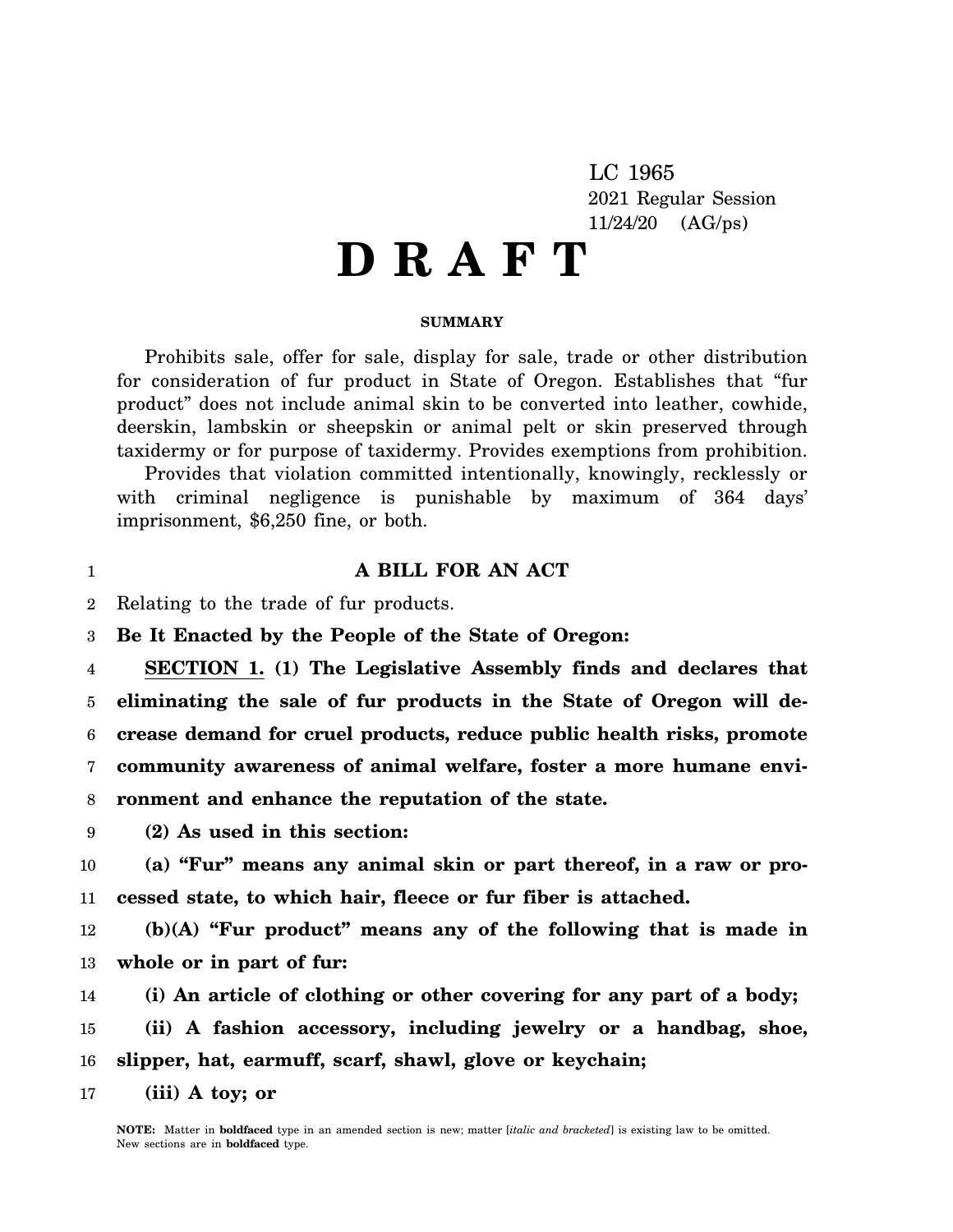LC 1965

2021 Regular Session

11/24/20 (AG/ps)

# D R A F T

**SUMMARY**

Prohibits sale, offer for sale, display for sale, trade or other distribution for consideration of fur product in State of Oregon. Establishes that "fur product" does not include animal skin to be converted into leather, cowhide, deerskin, lambskin or sheepskin or animal pelt or skin preserved through taxidermy or for purpose of taxidermy. Provides exemptions from prohibition.

Provides that violation committed intentionally, knowingly, recklessly or with criminal negligence is punishable by maximum of 364 days' imprisonment, $6,250 fine, or both.

## A BILL FOR AN ACT

Relating to the trade of fur products.

**Be It Enacted by the People of the State of Oregon:**

**SECTION 1. (1) The Legislative Assembly finds and declares that eliminating the sale of fur products in the State of Oregon will decrease demand for cruel products, reduce public health risks, promote community awareness of animal welfare, foster a more humane environment and enhance the reputation of the state.**

**(2) As used in this section:**

**(a) "Fur" means any animal skin or part thereof, in a raw or processed state, to which hair, fleece or fur fiber is attached.**

**(b)(A) "Fur product" means any of the following that is made in whole or in part of fur:**

**(i) An article of clothing or other covering for any part of a body;**

**(ii) A fashion accessory, including jewelry or a handbag, shoe, slipper, hat, earmuff, scarf, shawl, glove or keychain;**

**(iii) A toy; or**

NOTE: Matter in **boldfaced** type in an amended section is new; matter [*italic and bracketed*] is existing law to be omitted. New sections are in **boldfaced** type.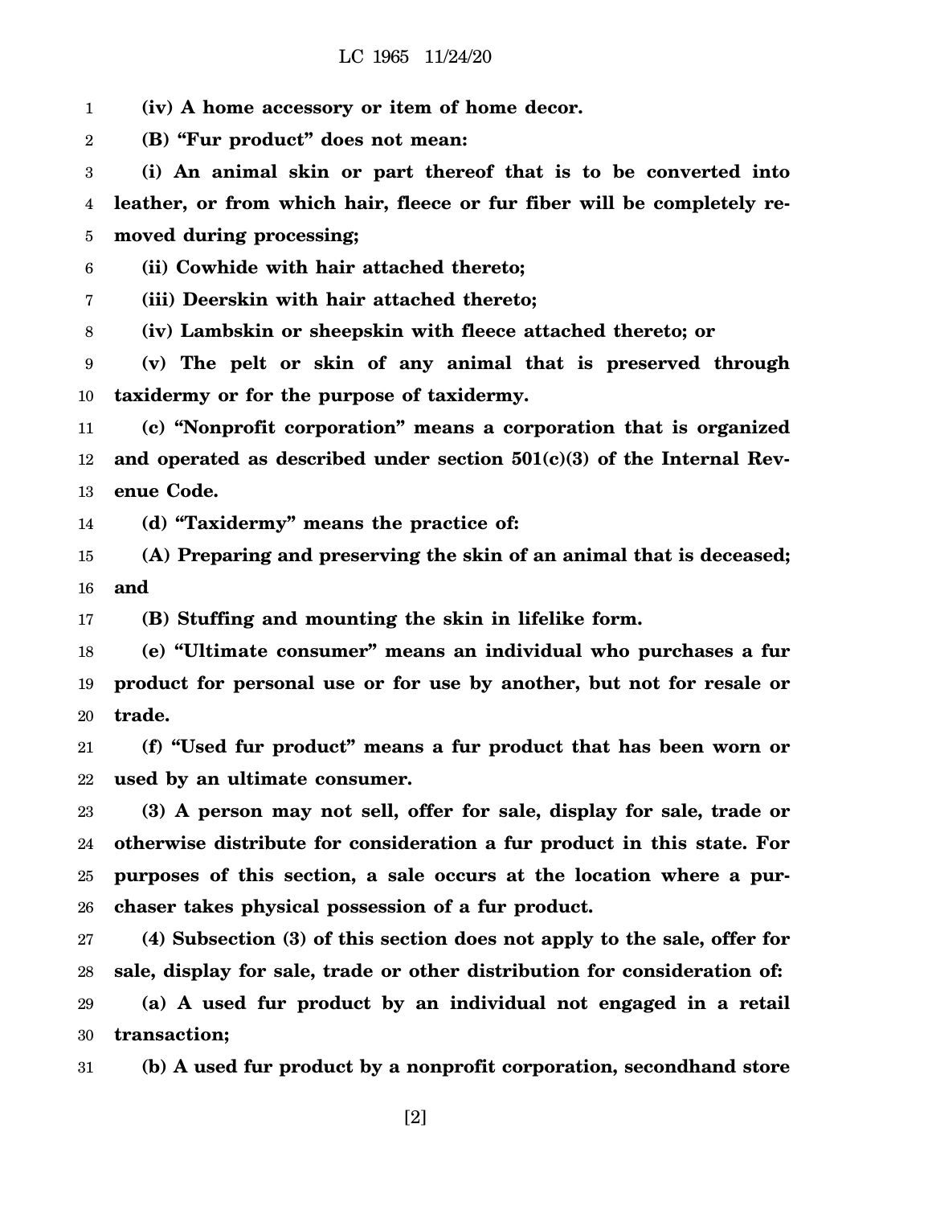**(iv) A home accessory or item of home decor.**

**(B) "Fur product" does not mean:**

**(i) An animal skin or part thereof that is to be converted into leather, or from which hair, fleece or fur fiber will be completely removed during processing;**

**(ii) Cowhide with hair attached thereto;**

**(iii) Deerskin with hair attached thereto;**

**(iv) Lambskin or sheepskin with fleece attached thereto; or**

**(v) The pelt or skin of any animal that is preserved through taxidermy or for the purpose of taxidermy.**

**(c) "Nonprofit corporation" means a corporation that is organized and operated as described under section 501(c)(3) of the Internal Revenue Code.**

**(d) "Taxidermy" means the practice of:**

**(A) Preparing and preserving the skin of an animal that is deceased; and**

**(B) Stuffing and mounting the skin in lifelike form.**

**(e) "Ultimate consumer" means an individual who purchases a fur product for personal use or for use by another, but not for resale or trade.**

**(f) "Used fur product" means a fur product that has been worn or used by an ultimate consumer.**

**(3) A person may not sell, offer for sale, display for sale, trade or otherwise distribute for consideration a fur product in this state. For purposes of this section, a sale occurs at the location where a purchaser takes physical possession of a fur product.**

**(4) Subsection (3) of this section does not apply to the sale, offer for sale, display for sale, trade or other distribution for consideration of:**

**(a) A used fur product by an individual not engaged in a retail transaction;**

**(b) A used fur product by a nonprofit corporation, secondhand store**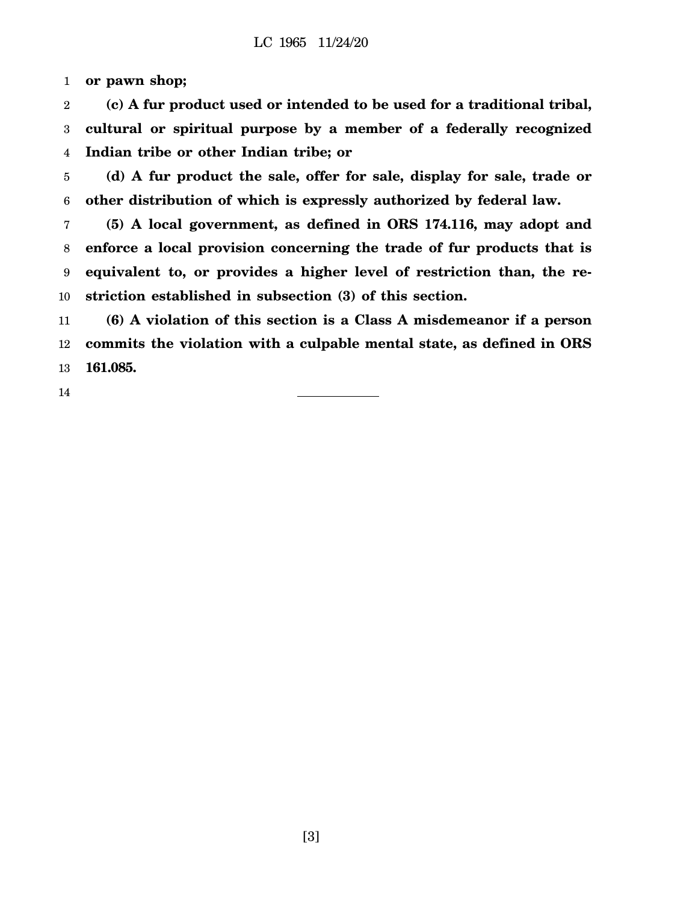**or pawn shop;**

**(c) A fur product used or intended to be used for a traditional tribal, cultural or spiritual purpose by a member of a federally recognized Indian tribe or other Indian tribe; or**

**(d) A fur product the sale, offer for sale, display for sale, trade or other distribution of which is expressly authorized by federal law.**

**(5) A local government, as defined in ORS 174.116, may adopt and enforce a local provision concerning the trade of fur products that is equivalent to, or provides a higher level of restriction than, the restriction established in subsection (3) of this section.**

**(6) A violation of this section is a Class A misdemeanor if a person commits the violation with a culpable mental state, as defined in ORS 161.085.**